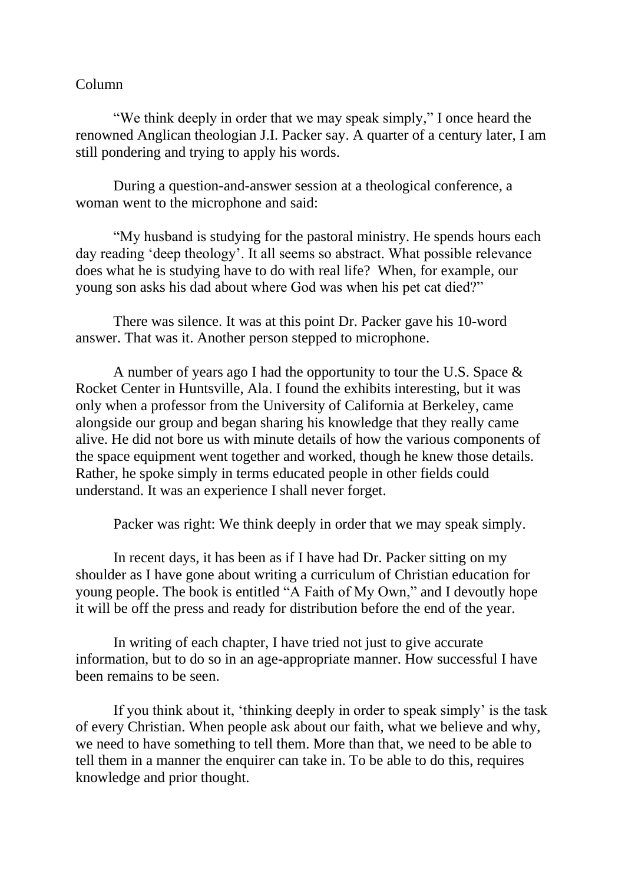Column

"We think deeply in order that we may speak simply," I once heard the renowned Anglican theologian J.I. Packer say. A quarter of a century later, I am still pondering and trying to apply his words.

During a question-and-answer session at a theological conference, a woman went to the microphone and said:

"My husband is studying for the pastoral ministry. He spends hours each day reading 'deep theology'. It all seems so abstract. What possible relevance does what he is studying have to do with real life? When, for example, our young son asks his dad about where God was when his pet cat died?"

There was silence. It was at this point Dr. Packer gave his 10-word answer. That was it. Another person stepped to microphone.

A number of years ago I had the opportunity to tour the U.S. Space & Rocket Center in Huntsville, Ala. I found the exhibits interesting, but it was only when a professor from the University of California at Berkeley, came alongside our group and began sharing his knowledge that they really came alive. He did not bore us with minute details of how the various components of the space equipment went together and worked, though he knew those details. Rather, he spoke simply in terms educated people in other fields could understand. It was an experience I shall never forget.

Packer was right: We think deeply in order that we may speak simply.

In recent days, it has been as if I have had Dr. Packer sitting on my shoulder as I have gone about writing a curriculum of Christian education for young people. The book is entitled "A Faith of My Own," and I devoutly hope it will be off the press and ready for distribution before the end of the year.

In writing of each chapter, I have tried not just to give accurate information, but to do so in an age-appropriate manner. How successful I have been remains to be seen.

If you think about it, 'thinking deeply in order to speak simply' is the task of every Christian. When people ask about our faith, what we believe and why, we need to have something to tell them. More than that, we need to be able to tell them in a manner the enquirer can take in. To be able to do this, requires knowledge and prior thought.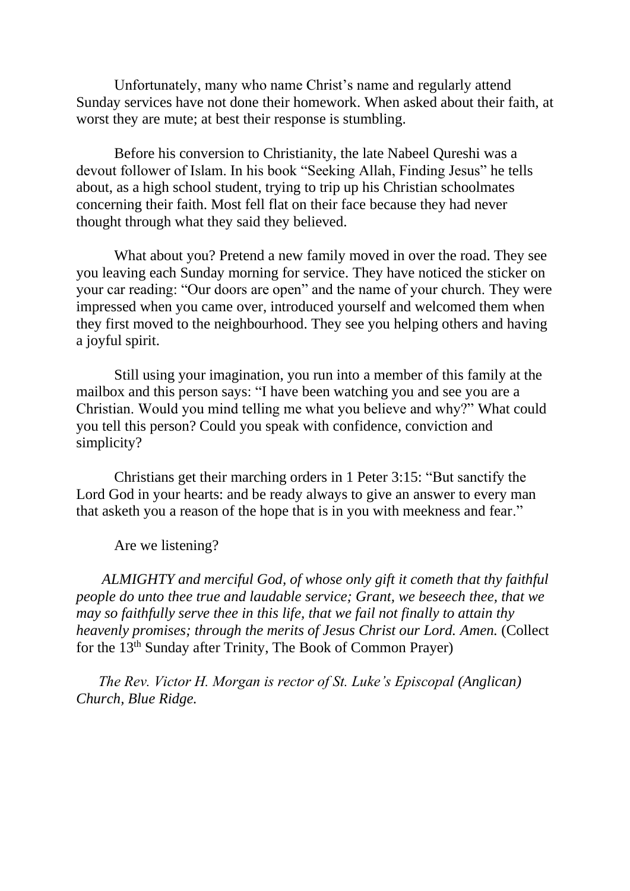Unfortunately, many who name Christ's name and regularly attend Sunday services have not done their homework. When asked about their faith, at worst they are mute; at best their response is stumbling.

Before his conversion to Christianity, the late Nabeel Qureshi was a devout follower of Islam. In his book "Seeking Allah, Finding Jesus" he tells about, as a high school student, trying to trip up his Christian schoolmates concerning their faith. Most fell flat on their face because they had never thought through what they said they believed.

What about you? Pretend a new family moved in over the road. They see you leaving each Sunday morning for service. They have noticed the sticker on your car reading: "Our doors are open" and the name of your church. They were impressed when you came over, introduced yourself and welcomed them when they first moved to the neighbourhood. They see you helping others and having a joyful spirit.

Still using your imagination, you run into a member of this family at the mailbox and this person says: "I have been watching you and see you are a Christian. Would you mind telling me what you believe and why?" What could you tell this person? Could you speak with confidence, conviction and simplicity?

Christians get their marching orders in 1 Peter 3:15: "But sanctify the Lord God in your hearts: and be ready always to give an answer to every man that asketh you a reason of the hope that is in you with meekness and fear."

Are we listening?

*ALMIGHTY and merciful God, of whose only gift it cometh that thy faithful people do unto thee true and laudable service; Grant, we beseech thee, that we may so faithfully serve thee in this life, that we fail not finally to attain thy heavenly promises; through the merits of Jesus Christ our Lord. Amen.* (Collect for the 13th Sunday after Trinity, The Book of Common Prayer)

*The Rev. Victor H. Morgan is rector of St. Luke's Episcopal (Anglican) Church, Blue Ridge.*